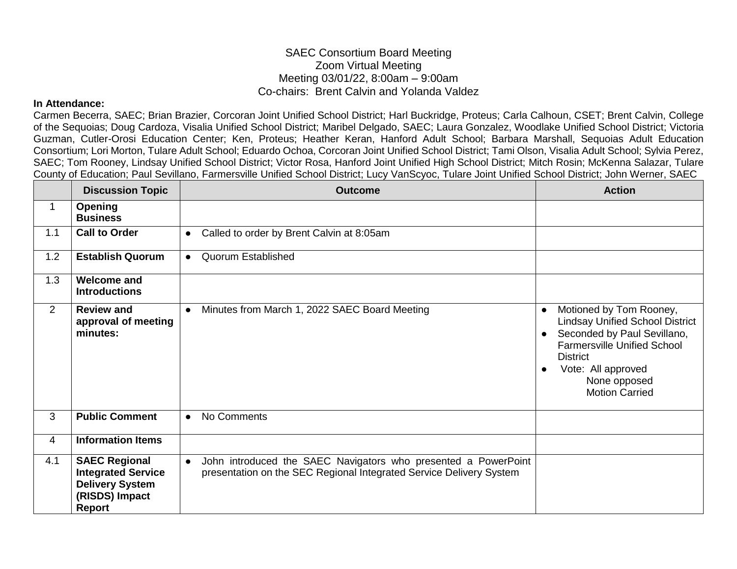# SAEC Consortium Board Meeting

Zoom Virtual Meeting

Meeting 03/01/22, 8:00am – 9:00am

Co-chairs: Brent Calvin and Yolanda Valdez

**In Attendance:**

Carmen Becerra, SAEC; Brian Brazier, Corcoran Joint Unified School District; Harl Buckridge, Proteus; Carla Calhoun, CSET; Brent Calvin, College of the Sequoias; Doug Cardoza, Visalia Unified School District; Maribel Delgado, SAEC; Laura Gonzalez, Woodlake Unified School District; Victoria Guzman, Cutler-Orosi Education Center; Ken, Proteus; Heather Keran, Hanford Adult School; Barbara Marshall, Sequoias Adult Education Consortium; Lori Morton, Tulare Adult School; Eduardo Ochoa, Corcoran Joint Unified School District; Tami Olson, Visalia Adult School; Sylvia Perez, SAEC; Tom Rooney, Lindsay Unified School District; Victor Rosa, Hanford Joint Unified High School District; Mitch Rosin; McKenna Salazar, Tulare County of Education; Paul Sevillano, Farmersville Unified School District; Lucy VanScyoc, Tulare Joint Unified School District; John Werner, SAEC

| | Discussion Topic | Outcome | Action |
|---|---|---|---|
| 1 | **Opening Business** | | |
| 1.1 | **Call to Order** | • Called to order by Brent Calvin at 8:05am | |
| 1.2 | **Establish Quorum** | • Quorum Established | |
| 1.3 | **Welcome and Introductions** | | |
| 2 | **Review and approval of meeting minutes:** | • Minutes from March 1, 2022 SAEC Board Meeting | • Motioned by Tom Rooney, Lindsay Unified School District<br>• Seconded by Paul Sevillano, Farmersville Unified School District<br>• Vote: All approved<br>None opposed<br>Motion Carried |
| 3 | **Public Comment** | • No Comments | |
| 4 | **Information Items** | | |
| 4.1 | **SAEC Regional Integrated Service Delivery System (RISDS) Impact Report** | • John introduced the SAEC Navigators who presented a PowerPoint presentation on the SEC Regional Integrated Service Delivery System | |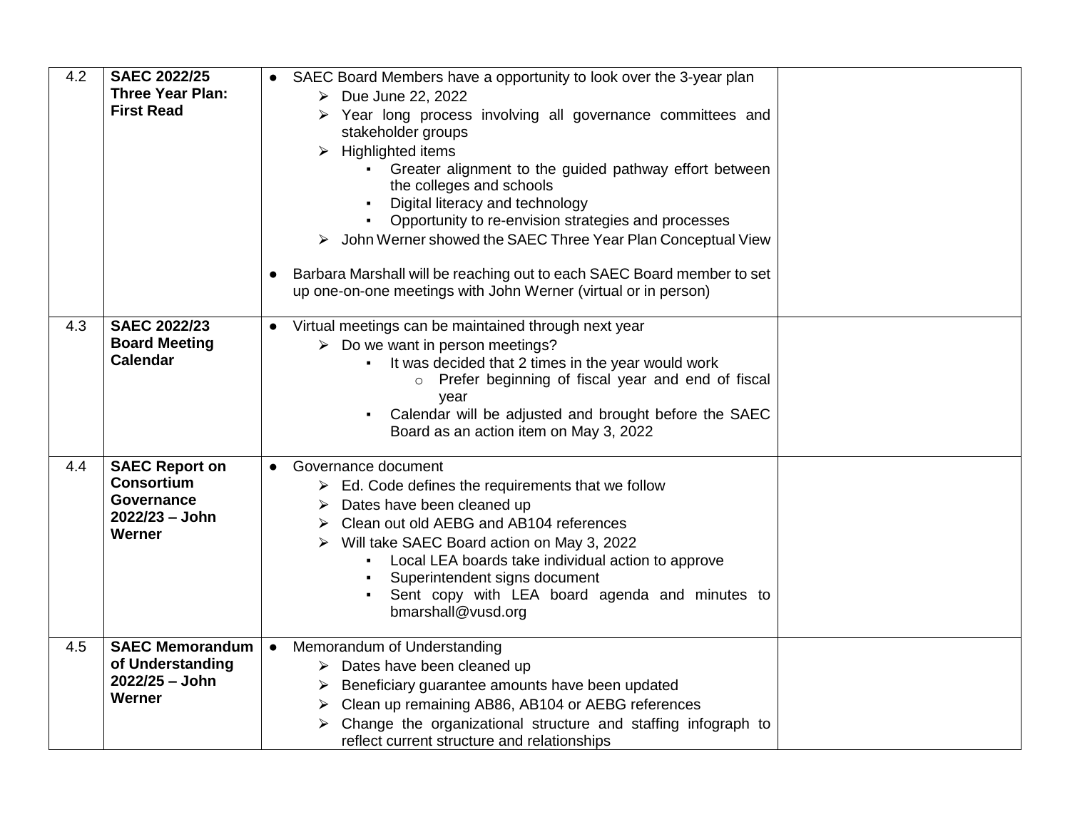| | | | |
|---|---|---|---|
| 4.2 | **SAEC 2022/25 Three Year Plan: First Read** | ● SAEC Board Members have a opportunity to look over the 3-year plan<br>  ➢ Due June 22, 2022<br>  ➢ Year long process involving all governance committees and stakeholder groups<br>  ➢ Highlighted items<br>    ▪ Greater alignment to the guided pathway effort between the colleges and schools<br>    ▪ Digital literacy and technology<br>    ▪ Opportunity to re-envision strategies and processes<br>  ➢ John Werner showed the SAEC Three Year Plan Conceptual View<br><br>● Barbara Marshall will be reaching out to each SAEC Board member to set up one-on-one meetings with John Werner (virtual or in person) | |
| 4.3 | **SAEC 2022/23 Board Meeting Calendar** | ● Virtual meetings can be maintained through next year<br>  ➢ Do we want in person meetings?<br>    ▪ It was decided that 2 times in the year would work<br>      ○ Prefer beginning of fiscal year and end of fiscal year<br>    ▪ Calendar will be adjusted and brought before the SAEC Board as an action item on May 3, 2022 | |
| 4.4 | **SAEC Report on Consortium Governance 2022/23 – John Werner** | ● Governance document<br>  ➢ Ed. Code defines the requirements that we follow<br>  ➢ Dates have been cleaned up<br>  ➢ Clean out old AEBG and AB104 references<br>  ➢ Will take SAEC Board action on May 3, 2022<br>    ▪ Local LEA boards take individual action to approve<br>    ▪ Superintendent signs document<br>    ▪ Sent copy with LEA board agenda and minutes to bmarshall@vusd.org | |
| 4.5 | **SAEC Memorandum of Understanding 2022/25 – John Werner** | ● Memorandum of Understanding<br>  ➢ Dates have been cleaned up<br>  ➢ Beneficiary guarantee amounts have been updated<br>  ➢ Clean up remaining AB86, AB104 or AEBG references<br>  ➢ Change the organizational structure and staffing infograph to reflect current structure and relationships | |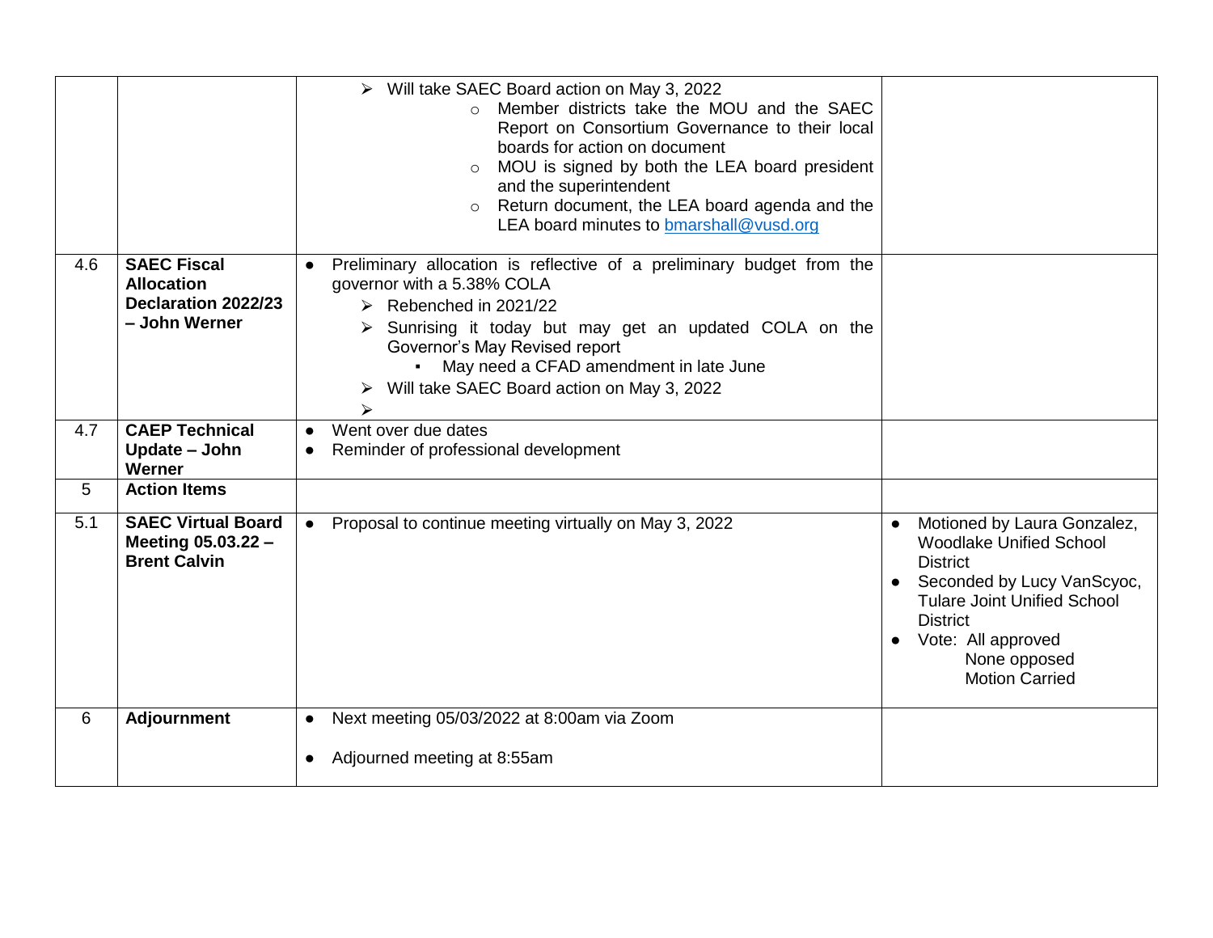| | | | |
|---|---|---|---|
| | | ➢ Will take SAEC Board action on May 3, 2022<br>○ Member districts take the MOU and the SAEC Report on Consortium Governance to their local boards for action on document<br>○ MOU is signed by both the LEA board president and the superintendent<br>○ Return document, the LEA board agenda and the LEA board minutes to bmarshall@vusd.org | |
| 4.6 | **SAEC Fiscal Allocation Declaration 2022/23 – John Werner** | ● Preliminary allocation is reflective of a preliminary budget from the governor with a 5.38% COLA<br>➢ Rebenched in 2021/22<br>➢ Sunrising it today but may get an updated COLA on the Governor's May Revised report<br>▪ May need a CFAD amendment in late June<br>➢ Will take SAEC Board action on May 3, 2022<br>➢ | |
| 4.7 | **CAEP Technical Update – John Werner** | ● Went over due dates<br>● Reminder of professional development | |
| 5 | **Action Items** | | |
| 5.1 | **SAEC Virtual Board Meeting 05.03.22 – Brent Calvin** | ● Proposal to continue meeting virtually on May 3, 2022 | ● Motioned by Laura Gonzalez, Woodlake Unified School District<br>● Seconded by Lucy VanScyoc, Tulare Joint Unified School District<br>● Vote: All approved<br>None opposed<br>Motion Carried |
| 6 | **Adjournment** | ● Next meeting 05/03/2022 at 8:00am via Zoom<br>● Adjourned meeting at 8:55am | |